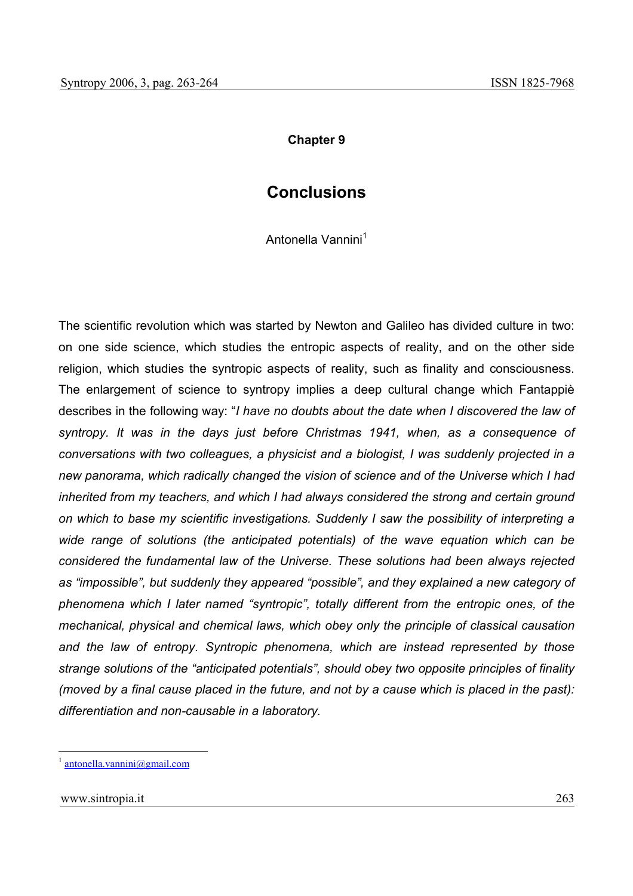**Chapter 9**

# Conclusions

Antonella Vannini[1]

The scientific revolution which was started by Newton and Galileo has divided culture in two: on one side science, which studies the entropic aspects of reality, and on the other side religion, which studies the syntropic aspects of reality, such as finality and consciousness. The enlargement of science to syntropy implies a deep cultural change which Fantappiè describes in the following way: "*I have no doubts about the date when I discovered the law of syntropy. It was in the days just before Christmas 1941, when, as a consequence of conversations with two colleagues, a physicist and a biologist, I was suddenly projected in a new panorama, which radically changed the vision of science and of the Universe which I had inherited from my teachers, and which I had always considered the strong and certain ground on which to base my scientific investigations. Suddenly I saw the possibility of interpreting a wide range of solutions (the anticipated potentials) of the wave equation which can be considered the fundamental law of the Universe. These solutions had been always rejected as "impossible", but suddenly they appeared "possible", and they explained a new category of phenomena which I later named "syntropic", totally different from the entropic ones, of the mechanical, physical and chemical laws, which obey only the principle of classical causation and the law of entropy. Syntropic phenomena, which are instead represented by those strange solutions of the "anticipated potentials", should obey two opposite principles of finality (moved by a final cause placed in the future, and not by a cause which is placed in the past): differentiation and non-causable in a laboratory.*

[1] antonella.vannini@gmail.com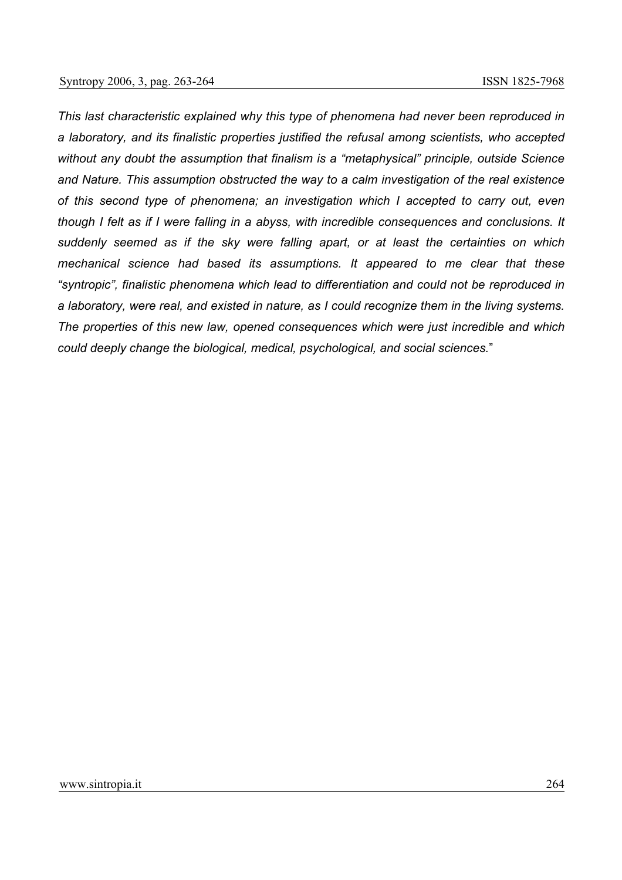*This last characteristic explained why this type of phenomena had never been reproduced in a laboratory, and its finalistic properties justified the refusal among scientists, who accepted without any doubt the assumption that finalism is a "metaphysical" principle, outside Science and Nature. This assumption obstructed the way to a calm investigation of the real existence of this second type of phenomena; an investigation which I accepted to carry out, even though I felt as if I were falling in a abyss, with incredible consequences and conclusions. It suddenly seemed as if the sky were falling apart, or at least the certainties on which mechanical science had based its assumptions. It appeared to me clear that these "syntropic", finalistic phenomena which lead to differentiation and could not be reproduced in a laboratory, were real, and existed in nature, as I could recognize them in the living systems. The properties of this new law, opened consequences which were just incredible and which could deeply change the biological, medical, psychological, and social sciences.*"